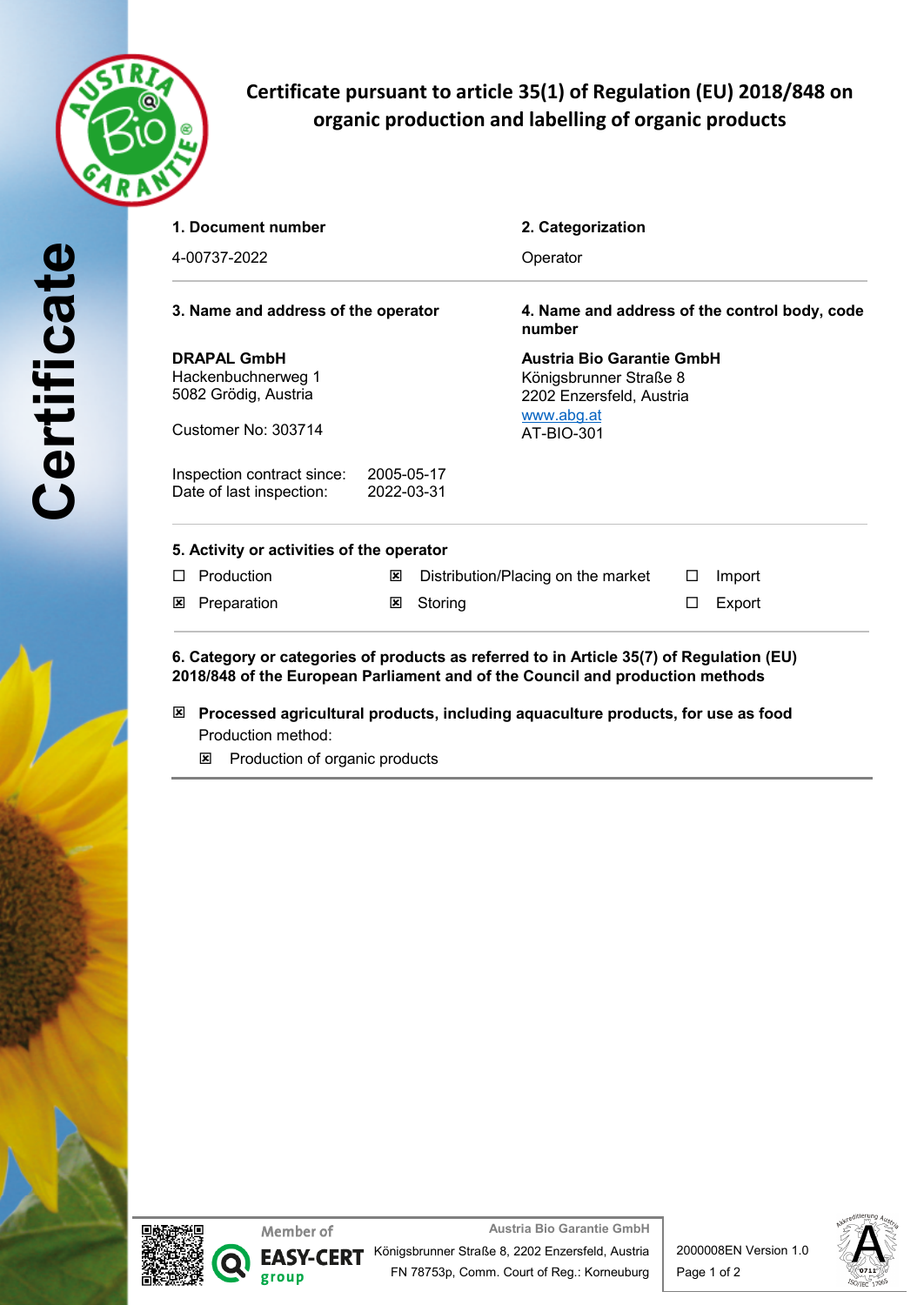# Certificate pursuant to article 35(1) of Regulation (EU) 2018/848 on organic production and labelling of organic products

**1. Document number**

4-00737-2022

**2. Categorization**

Operator

**3. Name and address of the operator**

**DRAPAL GmbH**
Hackenbuchnerweg 1
5082 Grödig, Austria

Customer No: 303714

Inspection contract since: 2005-05-17
Date of last inspection: 2022-03-31

**4. Name and address of the control body, code number**

**Austria Bio Garantie GmbH**
Königsbrunner Straße 8
2202 Enzersfeld, Austria
www.abg.at
AT-BIO-301

**5. Activity or activities of the operator**

| | | |
|---|---|---|
| ☐ Production | ☒ Distribution/Placing on the market | ☐ Import |
| ☒ Preparation | ☒ Storing | ☐ Export |

**6. Category or categories of products as referred to in Article 35(7) of Regulation (EU) 2018/848 of the European Parliament and of the Council and production methods**

☒ **Processed agricultural products, including aquaculture products, for use as food**

Production method:

☒ Production of organic products

Member of EASY-CERT group

Austria Bio Garantie GmbH
Königsbrunner Straße 8, 2202 Enzersfeld, Austria
FN 78753p, Comm. Court of Reg.: Korneuburg

2000008EN Version 1.0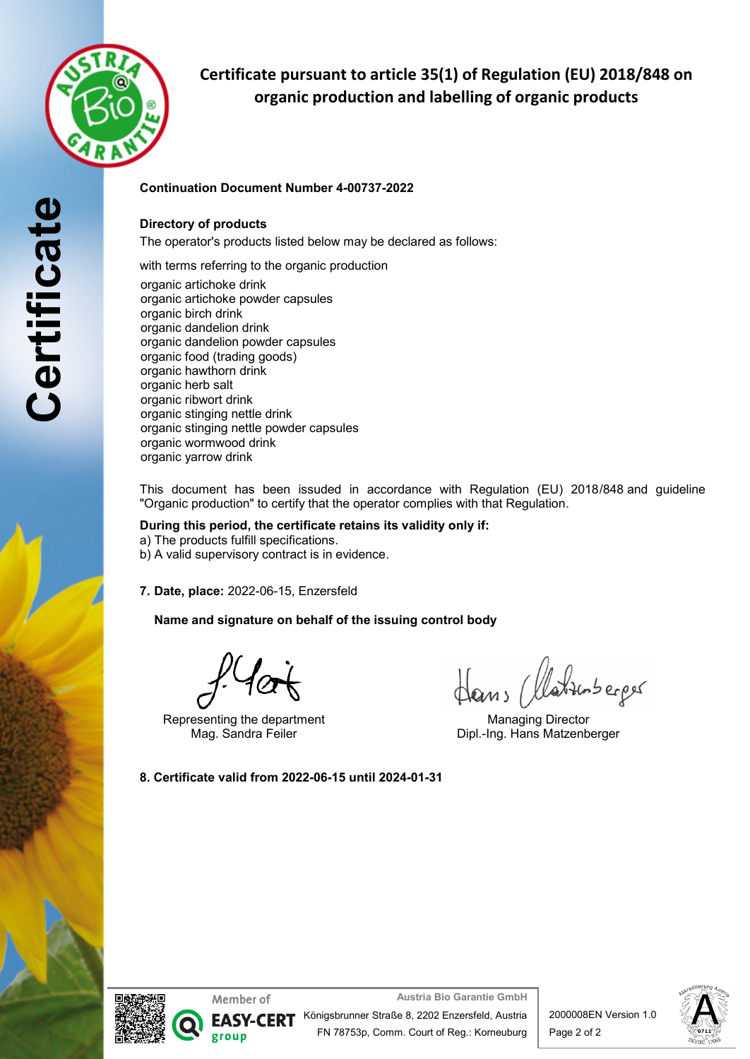# Certificate pursuant to article 35(1) of Regulation (EU) 2018/848 on organic production and labelling of organic products

**Continuation Document Number 4-00737-2022**

**Directory of products**

The operator's products listed below may be declared as follows:

with terms referring to the organic production

organic artichoke drink
organic artichoke powder capsules
organic birch drink
organic dandelion drink
organic dandelion powder capsules
organic food (trading goods)
organic hawthorn drink
organic herb salt
organic ribwort drink
organic stinging nettle drink
organic stinging nettle powder capsules
organic wormwood drink
organic yarrow drink

This document has been issued in accordance with Regulation (EU) 2018/848 and guideline "Organic production" to certify that the operator complies with that Regulation.

**During this period, the certificate retains its validity only if:**

a) The products fulfill specifications.
b) A valid supervisory contract is in evidence.

**7. Date, place:** 2022-06-15, Enzersfeld

**Name and signature on behalf of the issuing control body**

Representing the department
Mag. Sandra Feiler

Managing Director
Dipl.-Ing. Hans Matzenberger

**8. Certificate valid from 2022-06-15 until 2024-01-31**

Member of EASY-CERT group

Austria Bio Garantie GmbH
Königsbrunner Straße 8, 2202 Enzersfeld, Austria
FN 78753p, Comm. Court of Reg.: Korneuburg

2000008EN Version 1.0